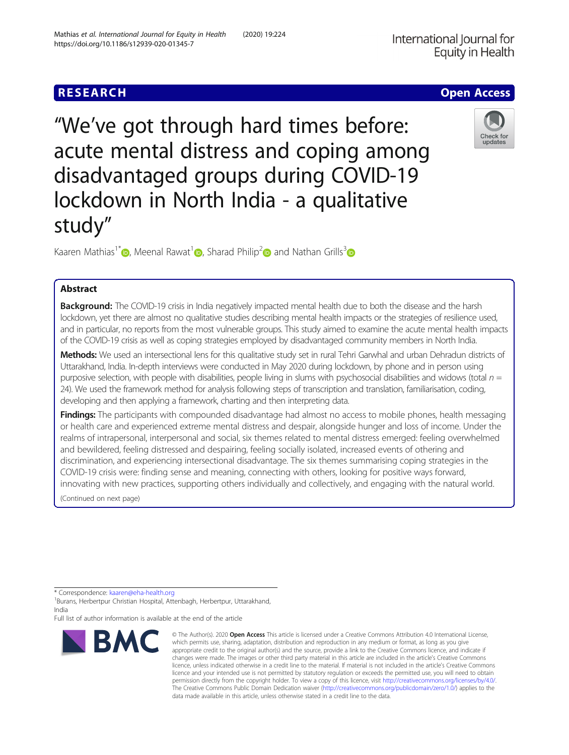RESEARCH

Open Access

# "We've got through hard times before: acute mental distress and coping among disadvantaged groups during COVID-19 lockdown in North India - a qualitative study"

Kaaren Mathias[1*], Meenal Rawat[1], Sharad Philip[2] and Nathan Grills[3]

## Abstract

**Background:** The COVID-19 crisis in India negatively impacted mental health due to both the disease and the harsh lockdown, yet there are almost no qualitative studies describing mental health impacts or the strategies of resilience used, and in particular, no reports from the most vulnerable groups. This study aimed to examine the acute mental health impacts of the COVID-19 crisis as well as coping strategies employed by disadvantaged community members in North India.

**Methods:** We used an intersectional lens for this qualitative study set in rural Tehri Garwhal and urban Dehradun districts of Uttarakhand, India. In-depth interviews were conducted in May 2020 during lockdown, by phone and in person using purposive selection, with people with disabilities, people living in slums with psychosocial disabilities and widows (total $n = 24$). We used the framework method for analysis following steps of transcription and translation, familiarisation, coding, developing and then applying a framework, charting and then interpreting data.

**Findings:** The participants with compounded disadvantage had almost no access to mobile phones, health messaging or health care and experienced extreme mental distress and despair, alongside hunger and loss of income. Under the realms of intrapersonal, interpersonal and social, six themes related to mental distress emerged: feeling overwhelmed and bewildered, feeling distressed and despairing, feeling socially isolated, increased events of othering and discrimination, and experiencing intersectional disadvantage. The six themes summarising coping strategies in the COVID-19 crisis were: finding sense and meaning, connecting with others, looking for positive ways forward, innovating with new practices, supporting others individually and collectively, and engaging with the natural world.

(Continued on next page)

\* Correspondence: kaaren@eha-health.org

[1]Burans, Herbertpur Christian Hospital, Attenbagh, Herbertpur, Uttarakhand, India

Full list of author information is available at the end of the article

© The Author(s). 2020 **Open Access** This article is licensed under a Creative Commons Attribution 4.0 International License, which permits use, sharing, adaptation, distribution and reproduction in any medium or format, as long as you give appropriate credit to the original author(s) and the source, provide a link to the Creative Commons licence, and indicate if changes were made. The images or other third party material in this article are included in the article's Creative Commons licence, unless indicated otherwise in a credit line to the material. If material is not included in the article's Creative Commons licence and your intended use is not permitted by statutory regulation or exceeds the permitted use, you will need to obtain permission directly from the copyright holder. To view a copy of this licence, visit http://creativecommons.org/licenses/by/4.0/. The Creative Commons Public Domain Dedication waiver (http://creativecommons.org/publicdomain/zero/1.0/) applies to the data made available in this article, unless otherwise stated in a credit line to the data.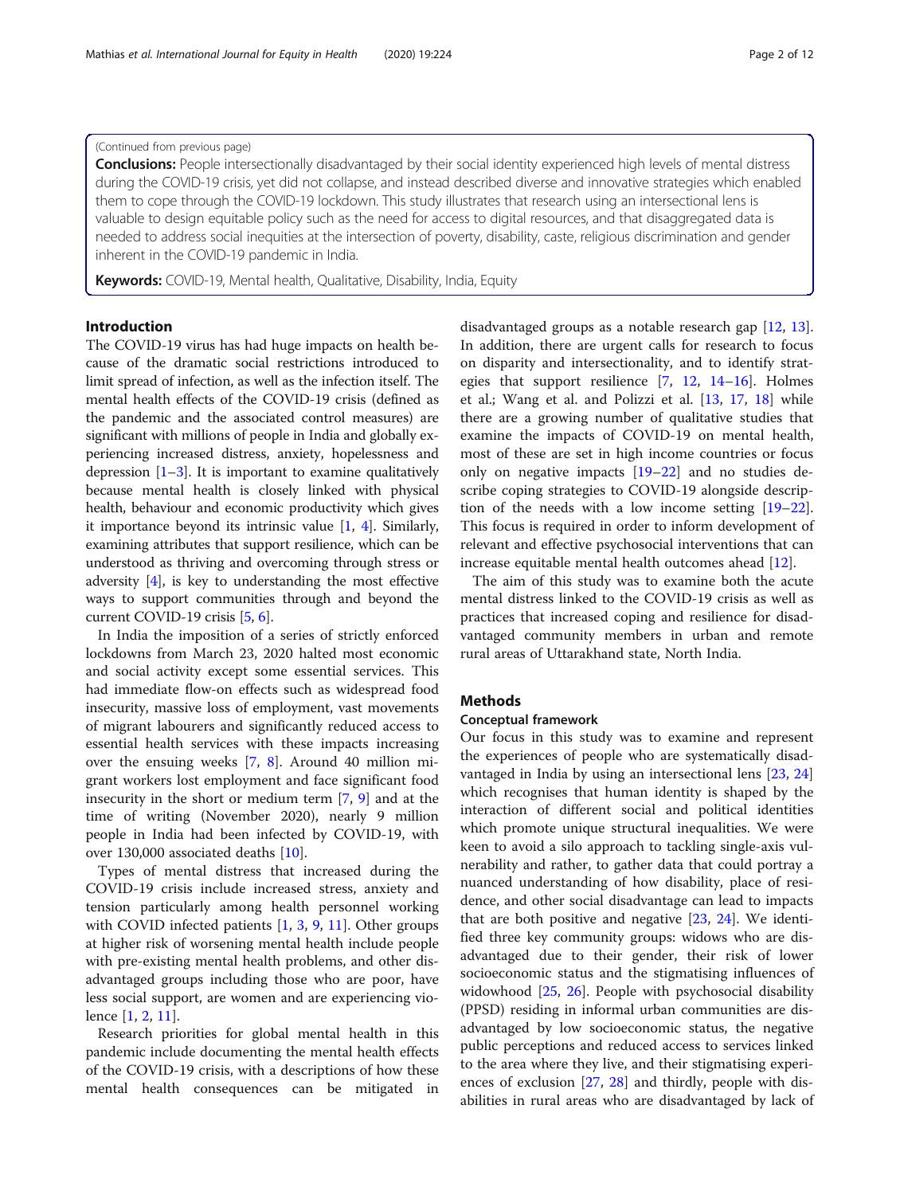(Continued from previous page)

**Conclusions:** People intersectionally disadvantaged by their social identity experienced high levels of mental distress during the COVID-19 crisis, yet did not collapse, and instead described diverse and innovative strategies which enabled them to cope through the COVID-19 lockdown. This study illustrates that research using an intersectional lens is valuable to design equitable policy such as the need for access to digital resources, and that disaggregated data is needed to address social inequities at the intersection of poverty, disability, caste, religious discrimination and gender inherent in the COVID-19 pandemic in India.

**Keywords:** COVID-19, Mental health, Qualitative, Disability, India, Equity

## Introduction

The COVID-19 virus has had huge impacts on health because of the dramatic social restrictions introduced to limit spread of infection, as well as the infection itself. The mental health effects of the COVID-19 crisis (defined as the pandemic and the associated control measures) are significant with millions of people in India and globally experiencing increased distress, anxiety, hopelessness and depression [1–3]. It is important to examine qualitatively because mental health is closely linked with physical health, behaviour and economic productivity which gives it importance beyond its intrinsic value [1, 4]. Similarly, examining attributes that support resilience, which can be understood as thriving and overcoming through stress or adversity [4], is key to understanding the most effective ways to support communities through and beyond the current COVID-19 crisis [5, 6].

In India the imposition of a series of strictly enforced lockdowns from March 23, 2020 halted most economic and social activity except some essential services. This had immediate flow-on effects such as widespread food insecurity, massive loss of employment, vast movements of migrant labourers and significantly reduced access to essential health services with these impacts increasing over the ensuing weeks [7, 8]. Around 40 million migrant workers lost employment and face significant food insecurity in the short or medium term [7, 9] and at the time of writing (November 2020), nearly 9 million people in India had been infected by COVID-19, with over 130,000 associated deaths [10].

Types of mental distress that increased during the COVID-19 crisis include increased stress, anxiety and tension particularly among health personnel working with COVID infected patients [1, 3, 9, 11]. Other groups at higher risk of worsening mental health include people with pre-existing mental health problems, and other disadvantaged groups including those who are poor, have less social support, are women and are experiencing violence [1, 2, 11].

Research priorities for global mental health in this pandemic include documenting the mental health effects of the COVID-19 crisis, with a descriptions of how these mental health consequences can be mitigated in disadvantaged groups as a notable research gap [12, 13]. In addition, there are urgent calls for research to focus on disparity and intersectionality, and to identify strategies that support resilience [7, 12, 14–16]. Holmes et al.; Wang et al. and Polizzi et al. [13, 17, 18] while there are a growing number of qualitative studies that examine the impacts of COVID-19 on mental health, most of these are set in high income countries or focus only on negative impacts [19–22] and no studies describe coping strategies to COVID-19 alongside description of the needs with a low income setting [19–22]. This focus is required in order to inform development of relevant and effective psychosocial interventions that can increase equitable mental health outcomes ahead [12].

The aim of this study was to examine both the acute mental distress linked to the COVID-19 crisis as well as practices that increased coping and resilience for disadvantaged community members in urban and remote rural areas of Uttarakhand state, North India.

## Methods

### Conceptual framework

Our focus in this study was to examine and represent the experiences of people who are systematically disadvantaged in India by using an intersectional lens [23, 24] which recognises that human identity is shaped by the interaction of different social and political identities which promote unique structural inequalities. We were keen to avoid a silo approach to tackling single-axis vulnerability and rather, to gather data that could portray a nuanced understanding of how disability, place of residence, and other social disadvantage can lead to impacts that are both positive and negative [23, 24]. We identified three key community groups: widows who are disadvantaged due to their gender, their risk of lower socioeconomic status and the stigmatising influences of widowhood [25, 26]. People with psychosocial disability (PPSD) residing in informal urban communities are disadvantaged by low socioeconomic status, the negative public perceptions and reduced access to services linked to the area where they live, and their stigmatising experiences of exclusion [27, 28] and thirdly, people with disabilities in rural areas who are disadvantaged by lack of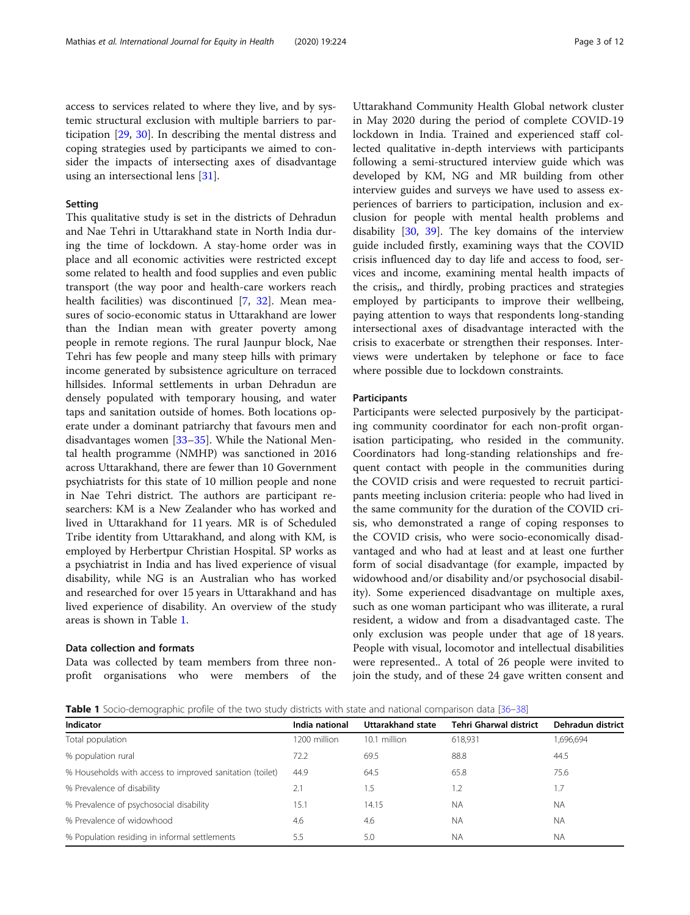access to services related to where they live, and by systemic structural exclusion with multiple barriers to participation [29, 30]. In describing the mental distress and coping strategies used by participants we aimed to consider the impacts of intersecting axes of disadvantage using an intersectional lens [31].

### Setting

This qualitative study is set in the districts of Dehradun and Nae Tehri in Uttarakhand state in North India during the time of lockdown. A stay-home order was in place and all economic activities were restricted except some related to health and food supplies and even public transport (the way poor and health-care workers reach health facilities) was discontinued [7, 32]. Mean measures of socio-economic status in Uttarakhand are lower than the Indian mean with greater poverty among people in remote regions. The rural Jaunpur block, Nae Tehri has few people and many steep hills with primary income generated by subsistence agriculture on terraced hillsides. Informal settlements in urban Dehradun are densely populated with temporary housing, and water taps and sanitation outside of homes. Both locations operate under a dominant patriarchy that favours men and disadvantages women [33–35]. While the National Mental health programme (NMHP) was sanctioned in 2016 across Uttarakhand, there are fewer than 10 Government psychiatrists for this state of 10 million people and none in Nae Tehri district. The authors are participant researchers: KM is a New Zealander who has worked and lived in Uttarakhand for 11 years. MR is of Scheduled Tribe identity from Uttarakhand, and along with KM, is employed by Herbertpur Christian Hospital. SP works as a psychiatrist in India and has lived experience of visual disability, while NG is an Australian who has worked and researched for over 15 years in Uttarakhand and has lived experience of disability. An overview of the study areas is shown in Table 1.

### Data collection and formats

Data was collected by team members from three non-profit organisations who were members of the Uttarakhand Community Health Global network cluster in May 2020 during the period of complete COVID-19 lockdown in India. Trained and experienced staff collected qualitative in-depth interviews with participants following a semi-structured interview guide which was developed by KM, NG and MR building from other interview guides and surveys we have used to assess experiences of barriers to participation, inclusion and exclusion for people with mental health problems and disability [30, 39]. The key domains of the interview guide included firstly, examining ways that the COVID crisis influenced day to day life and access to food, services and income, examining mental health impacts of the crisis,, and thirdly, probing practices and strategies employed by participants to improve their wellbeing, paying attention to ways that respondents long-standing intersectional axes of disadvantage interacted with the crisis to exacerbate or strengthen their responses. Interviews were undertaken by telephone or face to face where possible due to lockdown constraints.

### Participants

Participants were selected purposively by the participating community coordinator for each non-profit organisation participating, who resided in the community. Coordinators had long-standing relationships and frequent contact with people in the communities during the COVID crisis and were requested to recruit participants meeting inclusion criteria: people who had lived in the same community for the duration of the COVID crisis, who demonstrated a range of coping responses to the COVID crisis, who were socio-economically disadvantaged and who had at least and at least one further form of social disadvantage (for example, impacted by widowhood and/or disability and/or psychosocial disability). Some experienced disadvantage on multiple axes, such as one woman participant who was illiterate, a rural resident, a widow and from a disadvantaged caste. The only exclusion was people under that age of 18 years. People with visual, locomotor and intellectual disabilities were represented.. A total of 26 people were invited to join the study, and of these 24 gave written consent and

**Table 1** Socio-demographic profile of the two study districts with state and national comparison data [36–38]

| Indicator | India national | Uttarakhand state | Tehri Gharwal district | Dehradun district |
|---|---|---|---|---|
| Total population | 1200 million | 10.1 million | 618,931 | 1,696,694 |
| % population rural | 72.2 | 69.5 | 88.8 | 44.5 |
| % Households with access to improved sanitation (toilet) | 44.9 | 64.5 | 65.8 | 75.6 |
| % Prevalence of disability | 2.1 | 1.5 | 1.2 | 1.7 |
| % Prevalence of psychosocial disability | 15.1 | 14.15 | NA | NA |
| % Prevalence of widowhood | 4.6 | 4.6 | NA | NA |
| % Population residing in informal settlements | 5.5 | 5.0 | NA | NA |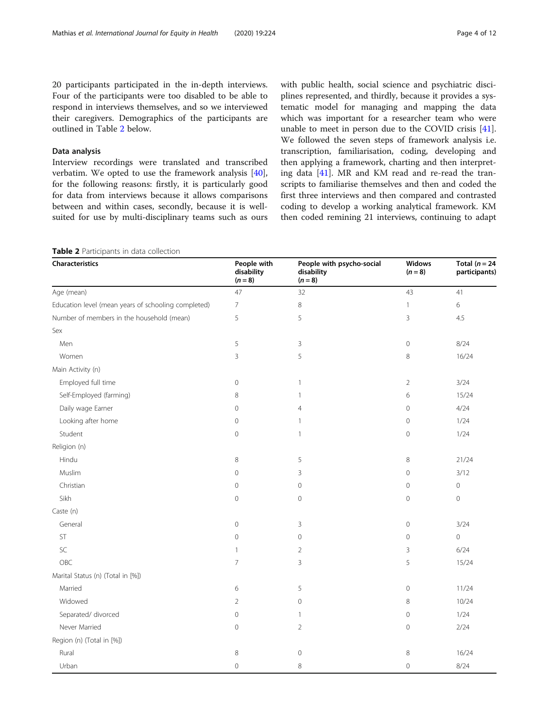20 participants participated in the in-depth interviews. Four of the participants were too disabled to be able to respond in interviews themselves, and so we interviewed their caregivers. Demographics of the participants are outlined in Table 2 below.

### Data analysis

Interview recordings were translated and transcribed verbatim. We opted to use the framework analysis [40], for the following reasons: firstly, it is particularly good for data from interviews because it allows comparisons between and within cases, secondly, because it is well-suited for use by multi-disciplinary teams such as ours with public health, social science and psychiatric disciplines represented, and thirdly, because it provides a systematic model for managing and mapping the data which was important for a researcher team who were unable to meet in person due to the COVID crisis [41]. We followed the seven steps of framework analysis i.e. transcription, familiarisation, coding, developing and then applying a framework, charting and then interpreting data [41]. MR and KM read and re-read the transcripts to familiarise themselves and then and coded the first three interviews and then compared and contrasted coding to develop a working analytical framework. KM then coded remining 21 interviews, continuing to adapt

**Table 2** Participants in data collection

| Characteristics | People with disability ($n = 8$) | People with psycho-social disability ($n = 8$) | Widows ($n = 8$) | Total ($n = 24$ participants) |
|---|---|---|---|---|
| Age (mean) | 47 | 32 | 43 | 41 |
| Education level (mean years of schooling completed) | 7 | 8 | 1 | 6 |
| Number of members in the household (mean) | 5 | 5 | 3 | 4.5 |
| Sex | | | | |
| Men | 5 | 3 | 0 | 8/24 |
| Women | 3 | 5 | 8 | 16/24 |
| Main Activity (n) | | | | |
| Employed full time | 0 | 1 | 2 | 3/24 |
| Self-Employed (farming) | 8 | 1 | 6 | 15/24 |
| Daily wage Earner | 0 | 4 | 0 | 4/24 |
| Looking after home | 0 | 1 | 0 | 1/24 |
| Student | 0 | 1 | 0 | 1/24 |
| Religion (n) | | | | |
| Hindu | 8 | 5 | 8 | 21/24 |
| Muslim | 0 | 3 | 0 | 3/12 |
| Christian | 0 | 0 | 0 | 0 |
| Sikh | 0 | 0 | 0 | 0 |
| Caste (n) | | | | |
| General | 0 | 3 | 0 | 3/24 |
| ST | 0 | 0 | 0 | 0 |
| SC | 1 | 2 | 3 | 6/24 |
| OBC | 7 | 3 | 5 | 15/24 |
| Marital Status (n) (Total in [%]) | | | | |
| Married | 6 | 5 | 0 | 11/24 |
| Widowed | 2 | 0 | 8 | 10/24 |
| Separated/ divorced | 0 | 1 | 0 | 1/24 |
| Never Married | 0 | 2 | 0 | 2/24 |
| Region (n) (Total in [%]) | | | | |
| Rural | 8 | 0 | 8 | 16/24 |
| Urban | 0 | 8 | 0 | 8/24 |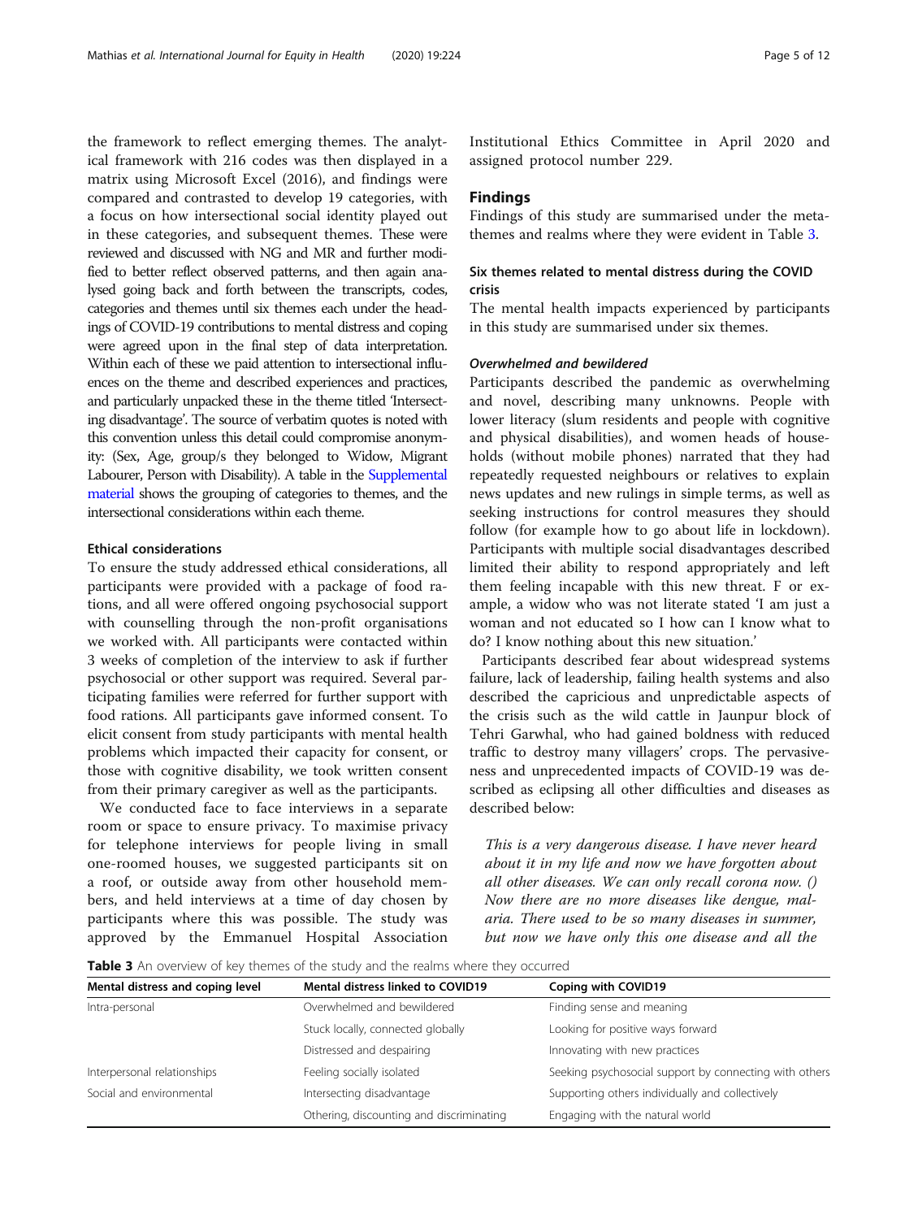the framework to reflect emerging themes. The analytical framework with 216 codes was then displayed in a matrix using Microsoft Excel (2016), and findings were compared and contrasted to develop 19 categories, with a focus on how intersectional social identity played out in these categories, and subsequent themes. These were reviewed and discussed with NG and MR and further modified to better reflect observed patterns, and then again analysed going back and forth between the transcripts, codes, categories and themes until six themes each under the headings of COVID-19 contributions to mental distress and coping were agreed upon in the final step of data interpretation. Within each of these we paid attention to intersectional influences on the theme and described experiences and practices, and particularly unpacked these in the theme titled 'Intersecting disadvantage'. The source of verbatim quotes is noted with this convention unless this detail could compromise anonymity: (Sex, Age, group/s they belonged to Widow, Migrant Labourer, Person with Disability). A table in the Supplemental material shows the grouping of categories to themes, and the intersectional considerations within each theme.

### Ethical considerations

To ensure the study addressed ethical considerations, all participants were provided with a package of food rations, and all were offered ongoing psychosocial support with counselling through the non-profit organisations we worked with. All participants were contacted within 3 weeks of completion of the interview to ask if further psychosocial or other support was required. Several participating families were referred for further support with food rations. All participants gave informed consent. To elicit consent from study participants with mental health problems which impacted their capacity for consent, or those with cognitive disability, we took written consent from their primary caregiver as well as the participants.

We conducted face to face interviews in a separate room or space to ensure privacy. To maximise privacy for telephone interviews for people living in small one-roomed houses, we suggested participants sit on a roof, or outside away from other household members, and held interviews at a time of day chosen by participants where this was possible. The study was approved by the Emmanuel Hospital Association Institutional Ethics Committee in April 2020 and assigned protocol number 229.

## Findings

Findings of this study are summarised under the meta-themes and realms where they were evident in Table 3.

### Six themes related to mental distress during the COVID crisis

The mental health impacts experienced by participants in this study are summarised under six themes.

#### *Overwhelmed and bewildered*

Participants described the pandemic as overwhelming and novel, describing many unknowns. People with lower literacy (slum residents and people with cognitive and physical disabilities), and women heads of households (without mobile phones) narrated that they had repeatedly requested neighbours or relatives to explain news updates and new rulings in simple terms, as well as seeking instructions for control measures they should follow (for example how to go about life in lockdown). Participants with multiple social disadvantages described limited their ability to respond appropriately and left them feeling incapable with this new threat. F or example, a widow who was not literate stated 'I am just a woman and not educated so I how can I know what to do? I know nothing about this new situation.'

Participants described fear about widespread systems failure, lack of leadership, failing health systems and also described the capricious and unpredictable aspects of the crisis such as the wild cattle in Jaunpur block of Tehri Garwhal, who had gained boldness with reduced traffic to destroy many villagers' crops. The pervasiveness and unprecedented impacts of COVID-19 was described as eclipsing all other difficulties and diseases as described below:

> *This is a very dangerous disease. I have never heard about it in my life and now we have forgotten about all other diseases. We can only recall corona now. () Now there are no more diseases like dengue, malaria. There used to be so many diseases in summer, but now we have only this one disease and all the*

**Table 3** An overview of key themes of the study and the realms where they occurred

| Mental distress and coping level | Mental distress linked to COVID19 | Coping with COVID19 |
|---|---|---|
| Intra-personal | Overwhelmed and bewildered | Finding sense and meaning |
| | Stuck locally, connected globally | Looking for positive ways forward |
| | Distressed and despairing | Innovating with new practices |
| Interpersonal relationships | Feeling socially isolated | Seeking psychosocial support by connecting with others |
| Social and environmental | Intersecting disadvantage | Supporting others individually and collectively |
| | Othering, discounting and discriminating | Engaging with the natural world |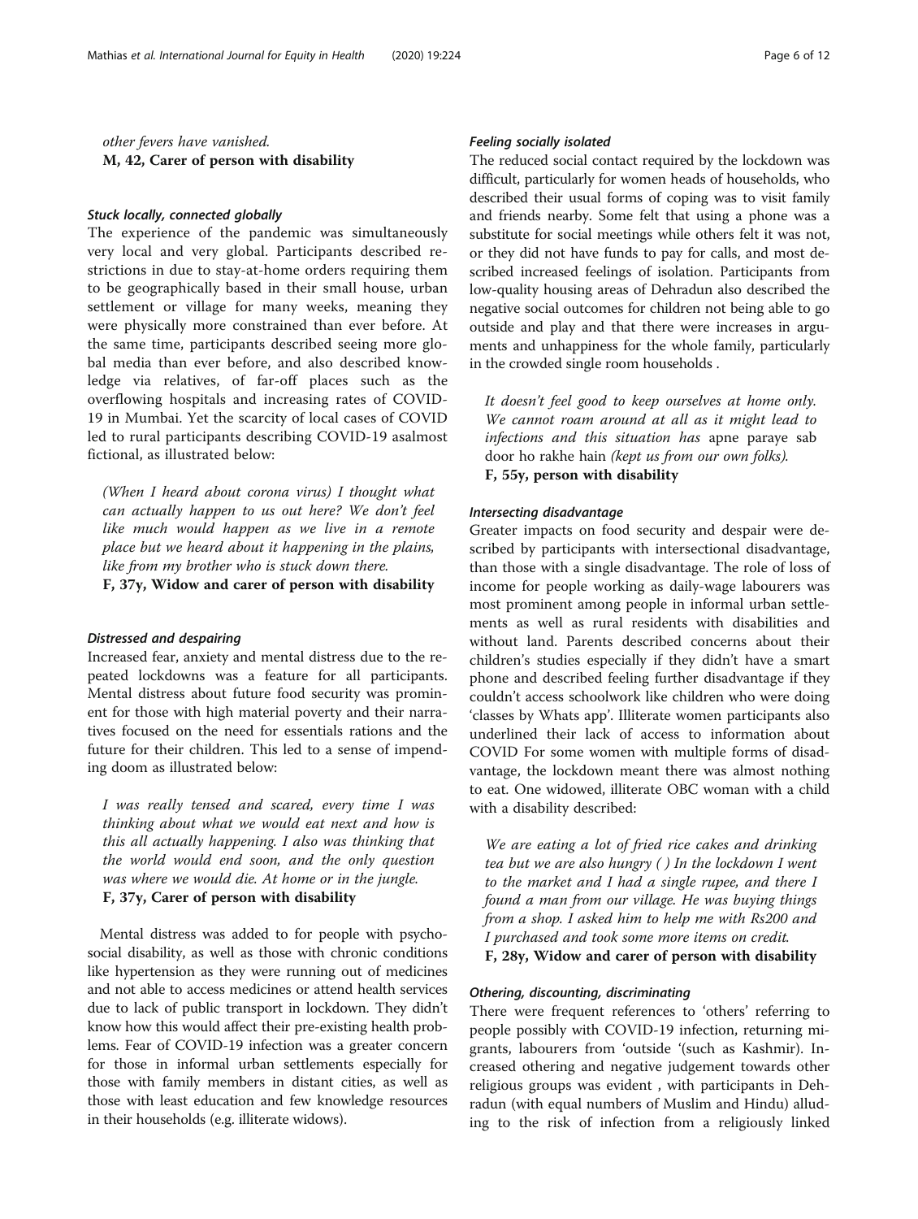*other fevers have vanished.*
**M, 42, Carer of person with disability**

#### Stuck locally, connected globally

The experience of the pandemic was simultaneously very local and very global. Participants described restrictions in due to stay-at-home orders requiring them to be geographically based in their small house, urban settlement or village for many weeks, meaning they were physically more constrained than ever before. At the same time, participants described seeing more global media than ever before, and also described knowledge via relatives, of far-off places such as the overflowing hospitals and increasing rates of COVID-19 in Mumbai. Yet the scarcity of local cases of COVID led to rural participants describing COVID-19 asalmost fictional, as illustrated below:

> *(When I heard about corona virus) I thought what can actually happen to us out here? We don't feel like much would happen as we live in a remote place but we heard about it happening in the plains, like from my brother who is stuck down there.*
> **F, 37y, Widow and carer of person with disability**

#### Distressed and despairing

Increased fear, anxiety and mental distress due to the repeated lockdowns was a feature for all participants. Mental distress about future food security was prominent for those with high material poverty and their narratives focused on the need for essentials rations and the future for their children. This led to a sense of impending doom as illustrated below:

> *I was really tensed and scared, every time I was thinking about what we would eat next and how is this all actually happening. I also was thinking that the world would end soon, and the only question was where we would die. At home or in the jungle.*
> **F, 37y, Carer of person with disability**

Mental distress was added to for people with psychosocial disability, as well as those with chronic conditions like hypertension as they were running out of medicines and not able to access medicines or attend health services due to lack of public transport in lockdown. They didn't know how this would affect their pre-existing health problems. Fear of COVID-19 infection was a greater concern for those in informal urban settlements especially for those with family members in distant cities, as well as those with least education and few knowledge resources in their households (e.g. illiterate widows).

#### Feeling socially isolated

The reduced social contact required by the lockdown was difficult, particularly for women heads of households, who described their usual forms of coping was to visit family and friends nearby. Some felt that using a phone was a substitute for social meetings while others felt it was not, or they did not have funds to pay for calls, and most described increased feelings of isolation. Participants from low-quality housing areas of Dehradun also described the negative social outcomes for children not being able to go outside and play and that there were increases in arguments and unhappiness for the whole family, particularly in the crowded single room households .

> *It doesn't feel good to keep ourselves at home only. We cannot roam around at all as it might lead to infections and this situation has* apne paraye sab door ho rakhe hain *(kept us from our own folks).*
> **F, 55y, person with disability**

#### Intersecting disadvantage

Greater impacts on food security and despair were described by participants with intersectional disadvantage, than those with a single disadvantage. The role of loss of income for people working as daily-wage labourers was most prominent among people in informal urban settlements as well as rural residents with disabilities and without land. Parents described concerns about their children's studies especially if they didn't have a smart phone and described feeling further disadvantage if they couldn't access schoolwork like children who were doing 'classes by Whats app'. Illiterate women participants also underlined their lack of access to information about COVID For some women with multiple forms of disadvantage, the lockdown meant there was almost nothing to eat. One widowed, illiterate OBC woman with a child with a disability described:

> *We are eating a lot of fried rice cakes and drinking tea but we are also hungry ( ) In the lockdown I went to the market and I had a single rupee, and there I found a man from our village. He was buying things from a shop. I asked him to help me with Rs200 and I purchased and took some more items on credit.*
> **F, 28y, Widow and carer of person with disability**

#### Othering, discounting, discriminating

There were frequent references to 'others' referring to people possibly with COVID-19 infection, returning migrants, labourers from 'outside '(such as Kashmir). Increased othering and negative judgement towards other religious groups was evident , with participants in Dehradun (with equal numbers of Muslim and Hindu) alluding to the risk of infection from a religiously linked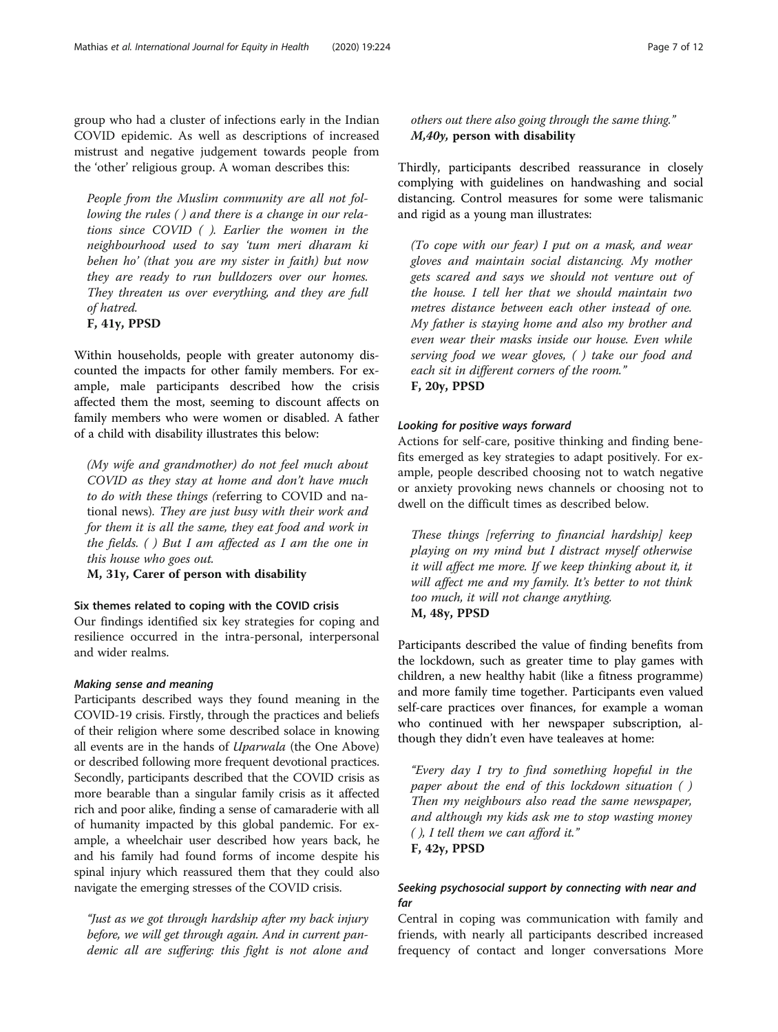group who had a cluster of infections early in the Indian COVID epidemic. As well as descriptions of increased mistrust and negative judgement towards people from the 'other' religious group. A woman describes this:

> *People from the Muslim community are all not following the rules ( ) and there is a change in our relations since COVID ( ). Earlier the women in the neighbourhood used to say 'tum meri dharam ki behen ho' (that you are my sister in faith) but now they are ready to run bulldozers over our homes. They threaten us over everything, and they are full of hatred.*
> **F, 41y, PPSD**

Within households, people with greater autonomy discounted the impacts for other family members. For example, male participants described how the crisis affected them the most, seeming to discount affects on family members who were women or disabled. A father of a child with disability illustrates this below:

> *(My wife and grandmother) do not feel much about COVID as they stay at home and don't have much to do with these things (*referring to COVID and national news). *They are just busy with their work and for them it is all the same, they eat food and work in the fields. ( ) But I am affected as I am the one in this house who goes out.*
> **M, 31y, Carer of person with disability**

### Six themes related to coping with the COVID crisis

Our findings identified six key strategies for coping and resilience occurred in the intra-personal, interpersonal and wider realms.

#### *Making sense and meaning*

Participants described ways they found meaning in the COVID-19 crisis. Firstly, through the practices and beliefs of their religion where some described solace in knowing all events are in the hands of *Uparwala* (the One Above) or described following more frequent devotional practices. Secondly, participants described that the COVID crisis as more bearable than a singular family crisis as it affected rich and poor alike, finding a sense of camaraderie with all of humanity impacted by this global pandemic. For example, a wheelchair user described how years back, he and his family had found forms of income despite his spinal injury which reassured them that they could also navigate the emerging stresses of the COVID crisis.

> *"Just as we got through hardship after my back injury before, we will get through again. And in current pandemic all are suffering: this fight is not alone and others out there also going through the same thing."*
> ***M,40y,* person with disability**

Thirdly, participants described reassurance in closely complying with guidelines on handwashing and social distancing. Control measures for some were talismanic and rigid as a young man illustrates:

> *(To cope with our fear) I put on a mask, and wear gloves and maintain social distancing. My mother gets scared and says we should not venture out of the house. I tell her that we should maintain two metres distance between each other instead of one. My father is staying home and also my brother and even wear their masks inside our house. Even while serving food we wear gloves, ( ) take our food and each sit in different corners of the room."*
> **F, 20y, PPSD**

#### *Looking for positive ways forward*

Actions for self-care, positive thinking and finding benefits emerged as key strategies to adapt positively. For example, people described choosing not to watch negative or anxiety provoking news channels or choosing not to dwell on the difficult times as described below.

> *These things [referring to financial hardship] keep playing on my mind but I distract myself otherwise it will affect me more. If we keep thinking about it, it will affect me and my family. It's better to not think too much, it will not change anything.*
> **M, 48y, PPSD**

Participants described the value of finding benefits from the lockdown, such as greater time to play games with children, a new healthy habit (like a fitness programme) and more family time together. Participants even valued self-care practices over finances, for example a woman who continued with her newspaper subscription, although they didn't even have tealeaves at home:

> *"Every day I try to find something hopeful in the paper about the end of this lockdown situation ( ) Then my neighbours also read the same newspaper, and although my kids ask me to stop wasting money ( ), I tell them we can afford it."*
> **F, 42y, PPSD**

#### *Seeking psychosocial support by connecting with near and far*

Central in coping was communication with family and friends, with nearly all participants described increased frequency of contact and longer conversations More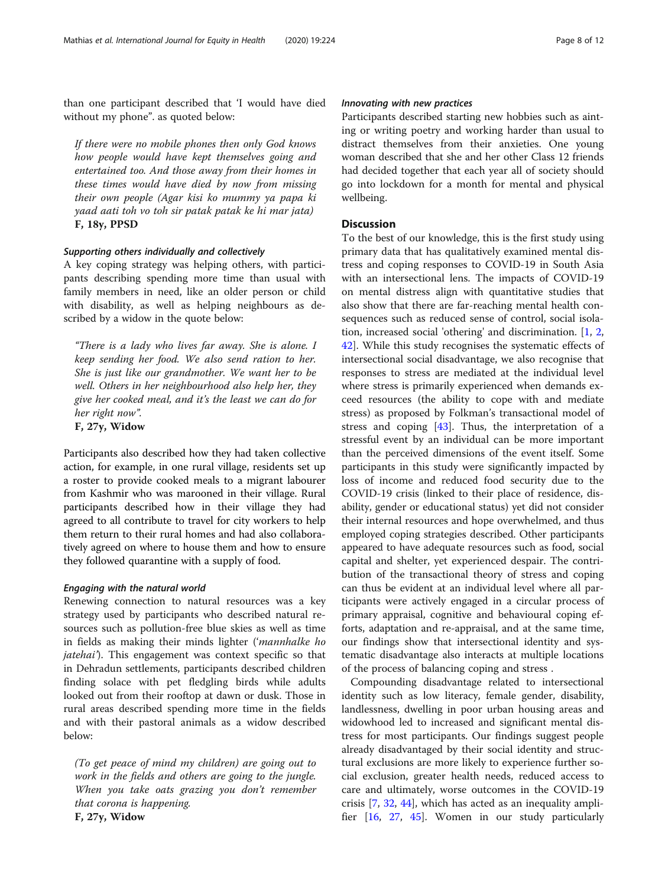than one participant described that 'I would have died without my phone". as quoted below:

*If there were no mobile phones then only God knows how people would have kept themselves going and entertained too. And those away from their homes in these times would have died by now from missing their own people (Agar kisi ko mummy ya papa ki yaad aati toh vo toh sir patak patak ke hi mar jata)*
**F, 18y, PPSD**

#### *Supporting others individually and collectively*

A key coping strategy was helping others, with participants describing spending more time than usual with family members in need, like an older person or child with disability, as well as helping neighbours as described by a widow in the quote below:

*"There is a lady who lives far away. She is alone. I keep sending her food. We also send ration to her. She is just like our grandmother. We want her to be well. Others in her neighbourhood also help her, they give her cooked meal, and it's the least we can do for her right now".*
**F, 27y, Widow**

Participants also described how they had taken collective action, for example, in one rural village, residents set up a roster to provide cooked meals to a migrant labourer from Kashmir who was marooned in their village. Rural participants described how in their village they had agreed to all contribute to travel for city workers to help them return to their rural homes and had also collaboratively agreed on where to house them and how to ensure they followed quarantine with a supply of food.

#### *Engaging with the natural world*

Renewing connection to natural resources was a key strategy used by participants who described natural resources such as pollution-free blue skies as well as time in fields as making their minds lighter ('*mannhalke ho jatehai*'). This engagement was context specific so that in Dehradun settlements, participants described children finding solace with pet fledgling birds while adults looked out from their rooftop at dawn or dusk. Those in rural areas described spending more time in the fields and with their pastoral animals as a widow described below:

*(To get peace of mind my children) are going out to work in the fields and others are going to the jungle. When you take oats grazing you don't remember that corona is happening.*
**F, 27y, Widow**

#### *Innovating with new practices*

Participants described starting new hobbies such as ainting or writing poetry and working harder than usual to distract themselves from their anxieties. One young woman described that she and her other Class 12 friends had decided together that each year all of society should go into lockdown for a month for mental and physical wellbeing.

## Discussion

To the best of our knowledge, this is the first study using primary data that has qualitatively examined mental distress and coping responses to COVID-19 in South Asia with an intersectional lens. The impacts of COVID-19 on mental distress align with quantitative studies that also show that there are far-reaching mental health consequences such as reduced sense of control, social isolation, increased social 'othering' and discrimination. [1, 2, 42]. While this study recognises the systematic effects of intersectional social disadvantage, we also recognise that responses to stress are mediated at the individual level where stress is primarily experienced when demands exceed resources (the ability to cope with and mediate stress) as proposed by Folkman's transactional model of stress and coping [43]. Thus, the interpretation of a stressful event by an individual can be more important than the perceived dimensions of the event itself. Some participants in this study were significantly impacted by loss of income and reduced food security due to the COVID-19 crisis (linked to their place of residence, disability, gender or educational status) yet did not consider their internal resources and hope overwhelmed, and thus employed coping strategies described. Other participants appeared to have adequate resources such as food, social capital and shelter, yet experienced despair. The contribution of the transactional theory of stress and coping can thus be evident at an individual level where all participants were actively engaged in a circular process of primary appraisal, cognitive and behavioural coping efforts, adaptation and re-appraisal, and at the same time, our findings show that intersectional identity and systematic disadvantage also interacts at multiple locations of the process of balancing coping and stress .

Compounding disadvantage related to intersectional identity such as low literacy, female gender, disability, landlessness, dwelling in poor urban housing areas and widowhood led to increased and significant mental distress for most participants. Our findings suggest people already disadvantaged by their social identity and structural exclusions are more likely to experience further social exclusion, greater health needs, reduced access to care and ultimately, worse outcomes in the COVID-19 crisis [7, 32, 44], which has acted as an inequality amplifier [16, 27, 45]. Women in our study particularly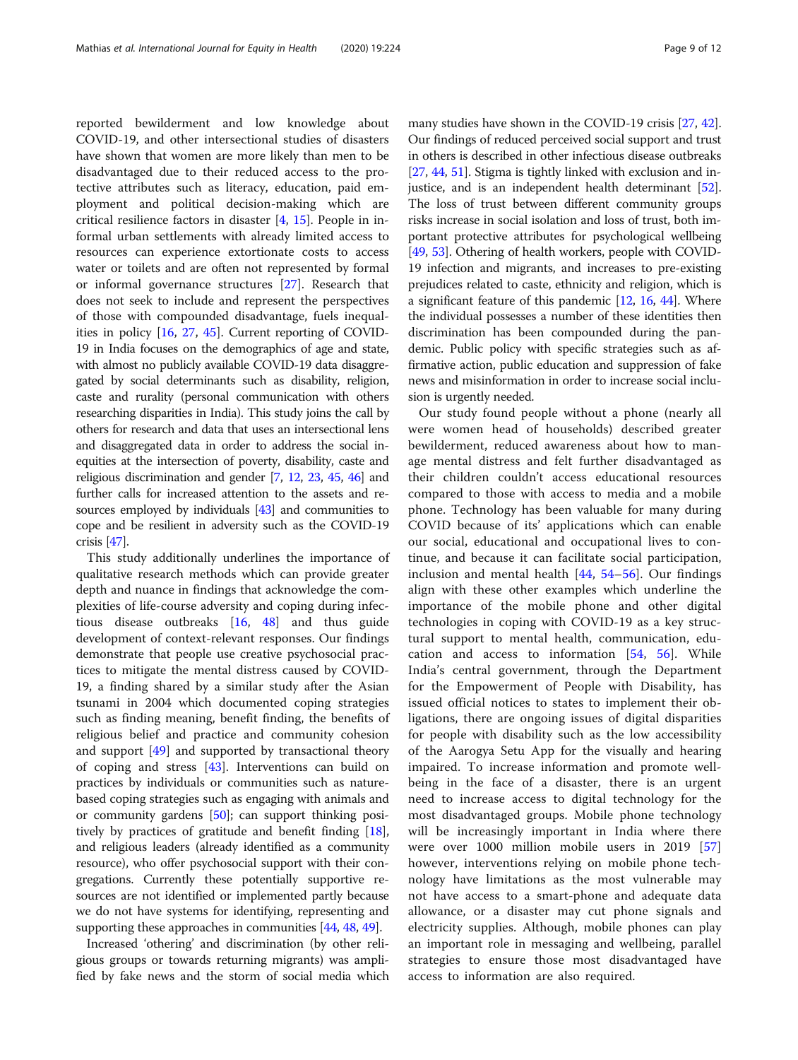reported bewilderment and low knowledge about COVID-19, and other intersectional studies of disasters have shown that women are more likely than men to be disadvantaged due to their reduced access to the protective attributes such as literacy, education, paid employment and political decision-making which are critical resilience factors in disaster [4, 15]. People in informal urban settlements with already limited access to resources can experience extortionate costs to access water or toilets and are often not represented by formal or informal governance structures [27]. Research that does not seek to include and represent the perspectives of those with compounded disadvantage, fuels inequalities in policy [16, 27, 45]. Current reporting of COVID-19 in India focuses on the demographics of age and state, with almost no publicly available COVID-19 data disaggregated by social determinants such as disability, religion, caste and rurality (personal communication with others researching disparities in India). This study joins the call by others for research and data that uses an intersectional lens and disaggregated data in order to address the social inequities at the intersection of poverty, disability, caste and religious discrimination and gender [7, 12, 23, 45, 46] and further calls for increased attention to the assets and resources employed by individuals [43] and communities to cope and be resilient in adversity such as the COVID-19 crisis [47].

This study additionally underlines the importance of qualitative research methods which can provide greater depth and nuance in findings that acknowledge the complexities of life-course adversity and coping during infectious disease outbreaks [16, 48] and thus guide development of context-relevant responses. Our findings demonstrate that people use creative psychosocial practices to mitigate the mental distress caused by COVID-19, a finding shared by a similar study after the Asian tsunami in 2004 which documented coping strategies such as finding meaning, benefit finding, the benefits of religious belief and practice and community cohesion and support [49] and supported by transactional theory of coping and stress [43]. Interventions can build on practices by individuals or communities such as nature-based coping strategies such as engaging with animals and or community gardens [50]; can support thinking positively by practices of gratitude and benefit finding [18], and religious leaders (already identified as a community resource), who offer psychosocial support with their congregations. Currently these potentially supportive resources are not identified or implemented partly because we do not have systems for identifying, representing and supporting these approaches in communities [44, 48, 49].

Increased 'othering' and discrimination (by other religious groups or towards returning migrants) was amplified by fake news and the storm of social media which many studies have shown in the COVID-19 crisis [27, 42]. Our findings of reduced perceived social support and trust in others is described in other infectious disease outbreaks [27, 44, 51]. Stigma is tightly linked with exclusion and injustice, and is an independent health determinant [52]. The loss of trust between different community groups risks increase in social isolation and loss of trust, both important protective attributes for psychological wellbeing [49, 53]. Othering of health workers, people with COVID-19 infection and migrants, and increases to pre-existing prejudices related to caste, ethnicity and religion, which is a significant feature of this pandemic [12, 16, 44]. Where the individual possesses a number of these identities then discrimination has been compounded during the pandemic. Public policy with specific strategies such as affirmative action, public education and suppression of fake news and misinformation in order to increase social inclusion is urgently needed.

Our study found people without a phone (nearly all were women head of households) described greater bewilderment, reduced awareness about how to manage mental distress and felt further disadvantaged as their children couldn't access educational resources compared to those with access to media and a mobile phone. Technology has been valuable for many during COVID because of its' applications which can enable our social, educational and occupational lives to continue, and because it can facilitate social participation, inclusion and mental health [44, 54–56]. Our findings align with these other examples which underline the importance of the mobile phone and other digital technologies in coping with COVID-19 as a key structural support to mental health, communication, education and access to information [54, 56]. While India's central government, through the Department for the Empowerment of People with Disability, has issued official notices to states to implement their obligations, there are ongoing issues of digital disparities for people with disability such as the low accessibility of the Aarogya Setu App for the visually and hearing impaired. To increase information and promote wellbeing in the face of a disaster, there is an urgent need to increase access to digital technology for the most disadvantaged groups. Mobile phone technology will be increasingly important in India where there were over 1000 million mobile users in 2019 [57] however, interventions relying on mobile phone technology have limitations as the most vulnerable may not have access to a smart-phone and adequate data allowance, or a disaster may cut phone signals and electricity supplies. Although, mobile phones can play an important role in messaging and wellbeing, parallel strategies to ensure those most disadvantaged have access to information are also required.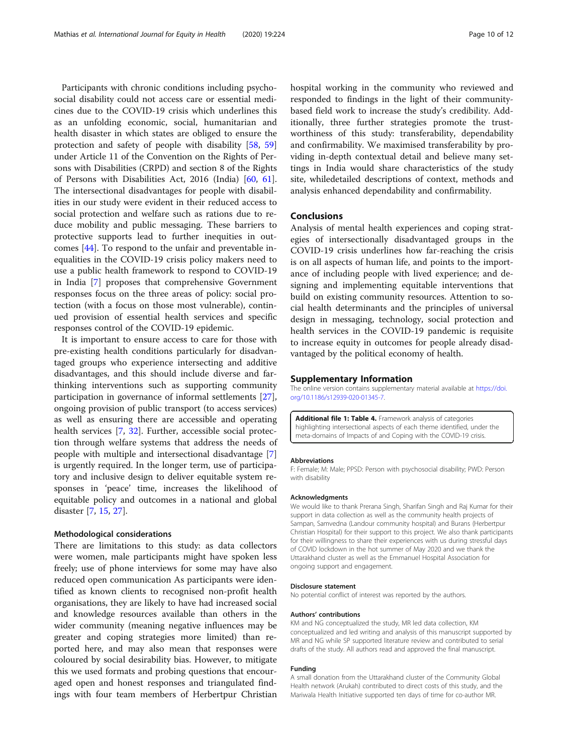Participants with chronic conditions including psychosocial disability could not access care or essential medicines due to the COVID-19 crisis which underlines this as an unfolding economic, social, humanitarian and health disaster in which states are obliged to ensure the protection and safety of people with disability [58, 59] under Article 11 of the Convention on the Rights of Persons with Disabilities (CRPD) and section 8 of the Rights of Persons with Disabilities Act, 2016 (India) [60, 61]. The intersectional disadvantages for people with disabilities in our study were evident in their reduced access to social protection and welfare such as rations due to reduce mobility and public messaging. These barriers to protective supports lead to further inequities in outcomes [44]. To respond to the unfair and preventable inequalities in the COVID-19 crisis policy makers need to use a public health framework to respond to COVID-19 in India [7] proposes that comprehensive Government responses focus on the three areas of policy: social protection (with a focus on those most vulnerable), continued provision of essential health services and specific responses control of the COVID-19 epidemic.

It is important to ensure access to care for those with pre-existing health conditions particularly for disadvantaged groups who experience intersecting and additive disadvantages, and this should include diverse and far-thinking interventions such as supporting community participation in governance of informal settlements [27], ongoing provision of public transport (to access services) as well as ensuring there are accessible and operating health services [7, 32]. Further, accessible social protection through welfare systems that address the needs of people with multiple and intersectional disadvantage [7] is urgently required. In the longer term, use of participatory and inclusive design to deliver equitable system responses in 'peace' time, increases the likelihood of equitable policy and outcomes in a national and global disaster [7, 15, 27].

### Methodological considerations

There are limitations to this study: as data collectors were women, male participants might have spoken less freely; use of phone interviews for some may have also reduced open communication As participants were identified as known clients to recognised non-profit health organisations, they are likely to have had increased social and knowledge resources available than others in the wider community (meaning negative influences may be greater and coping strategies more limited) than reported here, and may also mean that responses were coloured by social desirability bias. However, to mitigate this we used formats and probing questions that encouraged open and honest responses and triangulated findings with four team members of Herbertpur Christian hospital working in the community who reviewed and responded to findings in the light of their community-based field work to increase the study's credibility. Additionally, three further strategies promote the trustworthiness of this study: transferability, dependability and confirmability. We maximised transferability by providing in-depth contextual detail and believe many settings in India would share characteristics of the study site, whiledetailed descriptions of context, methods and analysis enhanced dependability and confirmability.

## Conclusions

Analysis of mental health experiences and coping strategies of intersectionally disadvantaged groups in the COVID-19 crisis underlines how far-reaching the crisis is on all aspects of human life, and points to the importance of including people with lived experience; and designing and implementing equitable interventions that build on existing community resources. Attention to social health determinants and the principles of universal design in messaging, technology, social protection and health services in the COVID-19 pandemic is requisite to increase equity in outcomes for people already disadvantaged by the political economy of health.

## Supplementary Information

The online version contains supplementary material available at https://doi.org/10.1186/s12939-020-01345-7.

**Additional file 1: Table 4.** Framework analysis of categories highlighting intersectional aspects of each theme identified, under the meta-domains of Impacts of and Coping with the COVID-19 crisis.

#### Abbreviations

F: Female; M: Male; PPSD: Person with psychosocial disability; PWD: Person with disability

#### Acknowledgments

We would like to thank Prerana Singh, Sharifan Singh and Raj Kumar for their support in data collection as well as the community health projects of Sampan, Samvedna (Landour community hospital) and Burans (Herbertpur Christian Hospital) for their support to this project. We also thank participants for their willingness to share their experiences with us during stressful days of COVID lockdown in the hot summer of May 2020 and we thank the Uttarakhand cluster as well as the Emmanuel Hospital Association for ongoing support and engagement.

#### Disclosure statement

No potential conflict of interest was reported by the authors.

#### Authors' contributions

KM and NG conceptualized the study, MR led data collection, KM conceptualized and led writing and analysis of this manuscript supported by MR and NG while SP supported literature review and contributed to serial drafts of the study. All authors read and approved the final manuscript.

#### Funding

A small donation from the Uttarakhand cluster of the Community Global Health network (Arukah) contributed to direct costs of this study, and the Mariwala Health Initiative supported ten days of time for co-author MR.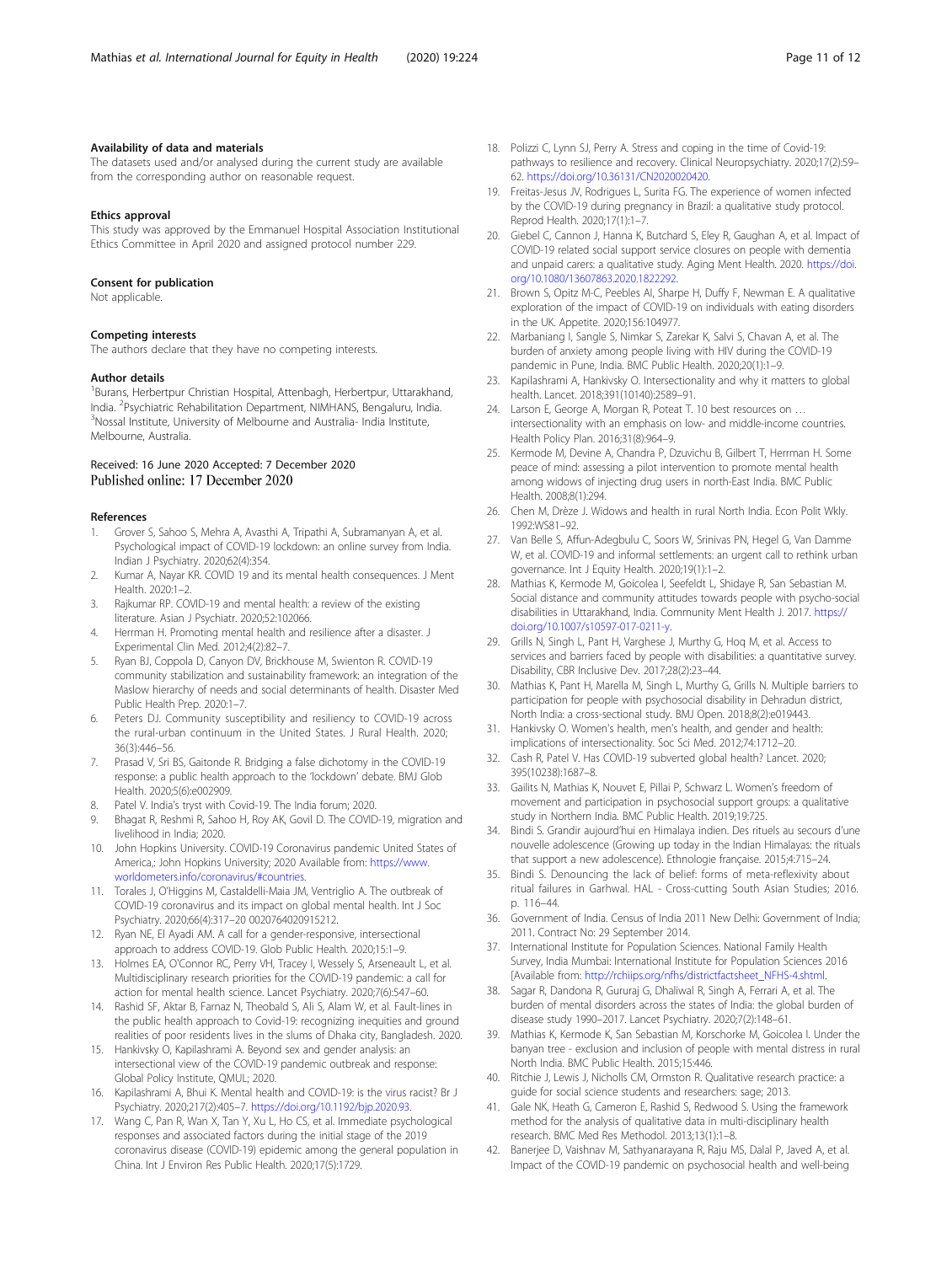### Availability of data and materials

The datasets used and/or analysed during the current study are available from the corresponding author on reasonable request.

### Ethics approval

This study was approved by the Emmanuel Hospital Association Institutional Ethics Committee in April 2020 and assigned protocol number 229.

### Consent for publication

Not applicable.

### Competing interests

The authors declare that they have no competing interests.

### Author details

[1]Burans, Herbertpur Christian Hospital, Attenbagh, Herbertpur, Uttarakhand, India. [2]Psychiatric Rehabilitation Department, NIMHANS, Bengaluru, India. [3]Nossal Institute, University of Melbourne and Australia- India Institute, Melbourne, Australia.

Received: 16 June 2020 Accepted: 7 December 2020
Published online: 17 December 2020

### References

1. Grover S, Sahoo S, Mehra A, Avasthi A, Tripathi A, Subramanyan A, et al. Psychological impact of COVID-19 lockdown: an online survey from India. Indian J Psychiatry. 2020;62(4):354.
2. Kumar A, Nayar KR. COVID 19 and its mental health consequences. J Ment Health. 2020:1–2.
3. Rajkumar RP. COVID-19 and mental health: a review of the existing literature. Asian J Psychiatr. 2020;52:102066.
4. Herrman H. Promoting mental health and resilience after a disaster. J Experimental Clin Med. 2012;4(2):82–7.
5. Ryan BJ, Coppola D, Canyon DV, Brickhouse M, Swienton R. COVID-19 community stabilization and sustainability framework: an integration of the Maslow hierarchy of needs and social determinants of health. Disaster Med Public Health Prep. 2020:1–7.
6. Peters DJ. Community susceptibility and resiliency to COVID-19 across the rural-urban continuum in the United States. J Rural Health. 2020; 36(3):446–56.
7. Prasad V, Sri BS, Gaitonde R. Bridging a false dichotomy in the COVID-19 response: a public health approach to the 'lockdown' debate. BMJ Glob Health. 2020;5(6):e002909.
8. Patel V. India's tryst with Covid-19. The India forum; 2020.
9. Bhagat R, Reshmi R, Sahoo H, Roy AK, Govil D. The COVID-19, migration and livelihood in India; 2020.
10. John Hopkins University. COVID-19 Coronavirus pandemic United States of America,: John Hopkins University; 2020 Available from: https://www.worldometers.info/coronavirus/#countries.
11. Torales J, O'Higgins M, Castaldelli-Maia JM, Ventriglio A. The outbreak of COVID-19 coronavirus and its impact on global mental health. Int J Soc Psychiatry. 2020;66(4):317–20 0020764020915212.
12. Ryan NE, El Ayadi AM. A call for a gender-responsive, intersectional approach to address COVID-19. Glob Public Health. 2020;15:1–9.
13. Holmes EA, O'Connor RC, Perry VH, Tracey I, Wessely S, Arseneault L, et al. Multidisciplinary research priorities for the COVID-19 pandemic: a call for action for mental health science. Lancet Psychiatry. 2020;7(6):547–60.
14. Rashid SF, Aktar B, Farnaz N, Theobald S, Ali S, Alam W, et al. Fault-lines in the public health approach to Covid-19: recognizing inequities and ground realities of poor residents lives in the slums of Dhaka city, Bangladesh. 2020.
15. Hankivsky O, Kapilashrami A. Beyond sex and gender analysis: an intersectional view of the COVID-19 pandemic outbreak and response: Global Policy Institute, QMUL; 2020.
16. Kapilashrami A, Bhui K. Mental health and COVID-19: is the virus racist? Br J Psychiatry. 2020;217(2):405–7. https://doi.org/10.1192/bjp.2020.93.
17. Wang C, Pan R, Wan X, Tan Y, Xu L, Ho CS, et al. Immediate psychological responses and associated factors during the initial stage of the 2019 coronavirus disease (COVID-19) epidemic among the general population in China. Int J Environ Res Public Health. 2020;17(5):1729.
18. Polizzi C, Lynn SJ, Perry A. Stress and coping in the time of Covid-19: pathways to resilience and recovery. Clinical Neuropsychiatry. 2020;17(2):59–62. https://doi.org/10.36131/CN20200204020.
19. Freitas-Jesus JV, Rodrigues L, Surita FG. The experience of women infected by the COVID-19 during pregnancy in Brazil: a qualitative study protocol. Reprod Health. 2020;17(1):1–7.
20. Giebel C, Cannon J, Hanna K, Butchard S, Eley R, Gaughan A, et al. Impact of COVID-19 related social support service closures on people with dementia and unpaid carers: a qualitative study. Aging Ment Health. 2020. https://doi.org/10.1080/13607863.2020.1822292.
21. Brown S, Opitz M-C, Peebles AI, Sharpe H, Duffy F, Newman E. A qualitative exploration of the impact of COVID-19 on individuals with eating disorders in the UK. Appetite. 2020;156:104977.
22. Marbaniang I, Sangle S, Nimkar S, Zarekar K, Salvi S, Chavan A, et al. The burden of anxiety among people living with HIV during the COVID-19 pandemic in Pune, India. BMC Public Health. 2020;20(1):1–9.
23. Kapilashrami A, Hankivsky O. Intersectionality and why it matters to global health. Lancet. 2018;391(10140):2589–91.
24. Larson E, George A, Morgan R, Poteat T. 10 best resources on … intersectionality with an emphasis on low- and middle-income countries. Health Policy Plan. 2016;31(8):964–9.
25. Kermode M, Devine A, Chandra P, Dzuvichu B, Gilbert T, Herrman H. Some peace of mind: assessing a pilot intervention to promote mental health among widows of injecting drug users in north-East India. BMC Public Health. 2008;8(1):294.
26. Chen M, Drèze J. Widows and health in rural North India. Econ Polit Wkly. 1992:WS81–92.
27. Van Belle S, Affun-Adegbulu C, Soors W, Srinivas PN, Hegel G, Van Damme W, et al. COVID-19 and informal settlements: an urgent call to rethink urban governance. Int J Equity Health. 2020;19(1):1–2.
28. Mathias K, Kermode M, Goicolea I, Seefeldt L, Shidaye R, San Sebastian M. Social distance and community attitudes towards people with psycho-social disabilities in Uttarakhand, India. Community Ment Health J. 2017. https://doi.org/10.1007/s10597-017-0211-y.
29. Grills N, Singh L, Pant H, Varghese J, Murthy G, Hoq M, et al. Access to services and barriers faced by people with disabilities: a quantitative survey. Disability, CBR Inclusive Dev. 2017;28(2):23–44.
30. Mathias K, Pant H, Marella M, Singh L, Murthy G, Grills N. Multiple barriers to participation for people with psychosocial disability in Dehradun district, North India: a cross-sectional study. BMJ Open. 2018;8(2):e019443.
31. Hankivsky O. Women's health, men's health, and gender and health: implications of intersectionality. Soc Sci Med. 2012;74:1712–20.
32. Cash R, Patel V. Has COVID-19 subverted global health? Lancet. 2020; 395(10238):1687–8.
33. Gailits N, Mathias K, Nouvet E, Pillai P, Schwarz L. Women's freedom of movement and participation in psychosocial support groups: a qualitative study in Northern India. BMC Public Health. 2019;19:725.
34. Bindi S. Grandir aujourd'hui en Himalaya indien. Des rituels au secours d'une nouvelle adolescence (Growing up today in the Indian Himalayas: the rituals that support a new adolescence). Ethnologie française. 2015;4:715–24.
35. Bindi S. Denouncing the lack of belief: forms of meta-reflexivity about ritual failures in Garhwal. HAL - Cross-cutting South Asian Studies; 2016. p. 116–44.
36. Government of India. Census of India 2011 New Delhi: Government of India; 2011. Contract No: 29 September 2014.
37. International Institute for Population Sciences. National Family Health Survey, India Mumbai: International Institute for Population Sciences 2016 [Available from: http://rchiips.org/nfhs/districtfactsheet_NFHS-4.shtml.
38. Sagar R, Dandona R, Gururaj G, Dhaliwal R, Singh A, Ferrari A, et al. The burden of mental disorders across the states of India: the global burden of disease study 1990–2017. Lancet Psychiatry. 2020;7(2):148–61.
39. Mathias K, Kermode M, San Sebastian M, Korschorke M, Goicolea I. Under the banyan tree - exclusion and inclusion of people with mental distress in rural North India. BMC Public Health. 2015;15:446.
40. Ritchie J, Lewis J, Nicholls CM, Ormston R. Qualitative research practice: a guide for social science students and researchers: sage; 2013.
41. Gale NK, Heath G, Cameron E, Rashid S, Redwood S. Using the framework method for the analysis of qualitative data in multi-disciplinary health research. BMC Med Res Methodol. 2013;13(1):1–8.
42. Banerjee D, Vaishnav M, Sathyanarayana R, Raju MS, Dalal P, Javed A, et al. Impact of the COVID-19 pandemic on psychosocial health and well-being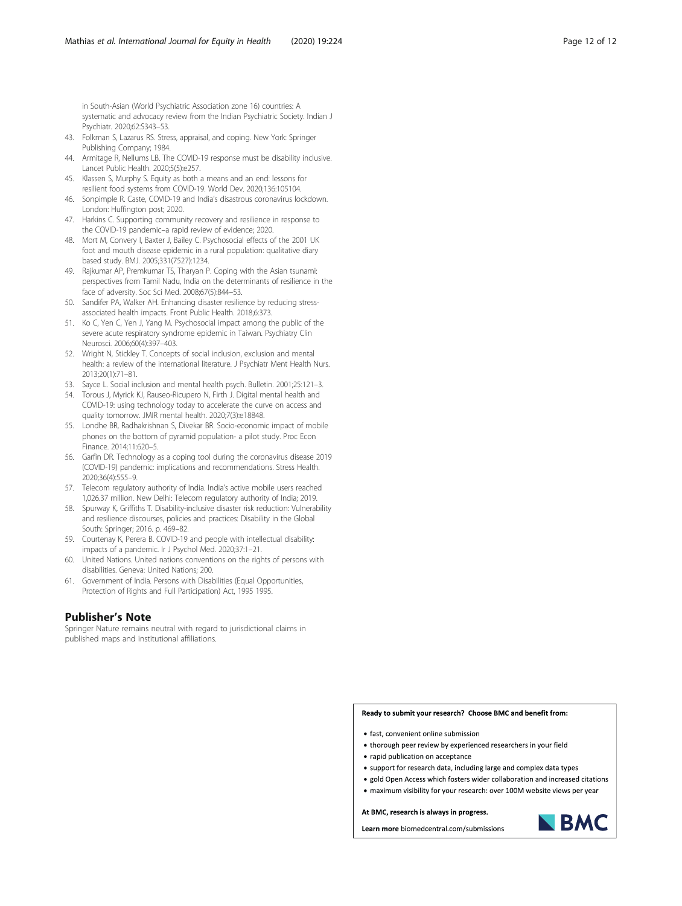in South-Asian (World Psychiatric Association zone 16) countries: A systematic and advocacy review from the Indian Psychiatric Society. Indian J Psychiatr. 2020;62:S343–53.

43. Folkman S, Lazarus RS. Stress, appraisal, and coping. New York: Springer Publishing Company; 1984.
44. Armitage R, Nellums LB. The COVID-19 response must be disability inclusive. Lancet Public Health. 2020;5(5):e257.
45. Klassen S, Murphy S. Equity as both a means and an end: lessons for resilient food systems from COVID-19. World Dev. 2020;136:105104.
46. Sonpimple R. Caste, COVID-19 and India's disastrous coronavirus lockdown. London: Huffington post; 2020.
47. Harkins C. Supporting community recovery and resilience in response to the COVID-19 pandemic–a rapid review of evidence; 2020.
48. Mort M, Convery I, Baxter J, Bailey C. Psychosocial effects of the 2001 UK foot and mouth disease epidemic in a rural population: qualitative diary based study. BMJ. 2005;331(7527):1234.
49. Rajkumar AP, Premkumar TS, Tharyan P. Coping with the Asian tsunami: perspectives from Tamil Nadu, India on the determinants of resilience in the face of adversity. Soc Sci Med. 2008;67(5):844–53.
50. Sandifer PA, Walker AH. Enhancing disaster resilience by reducing stress-associated health impacts. Front Public Health. 2018;6:373.
51. Ko C, Yen C, Yen J, Yang M. Psychosocial impact among the public of the severe acute respiratory syndrome epidemic in Taiwan. Psychiatry Clin Neurosci. 2006;60(4):397–403.
52. Wright N, Stickley T. Concepts of social inclusion, exclusion and mental health: a review of the international literature. J Psychiatr Ment Health Nurs. 2013;20(1):71–81.
53. Sayce L. Social inclusion and mental health psych. Bulletin. 2001;25:121–3.
54. Torous J, Myrick KJ, Rauseo-Ricupero N, Firth J. Digital mental health and COVID-19: using technology today to accelerate the curve on access and quality tomorrow. JMIR mental health. 2020;7(3):e18848.
55. Londhe BR, Radhakrishnan S, Divekar BR. Socio-economic impact of mobile phones on the bottom of pyramid population- a pilot study. Proc Econ Finance. 2014;11:620–5.
56. Garfin DR. Technology as a coping tool during the coronavirus disease 2019 (COVID-19) pandemic: implications and recommendations. Stress Health. 2020;36(4):555–9.
57. Telecom regulatory authority of India. India's active mobile users reached 1,026.37 million. New Delhi: Telecom regulatory authority of India; 2019.
58. Spurway K, Griffiths T. Disability-inclusive disaster risk reduction: Vulnerability and resilience discourses, policies and practices: Disability in the Global South: Springer; 2016. p. 469–82.
59. Courtenay K, Perera B. COVID-19 and people with intellectual disability: impacts of a pandemic. Ir J Psychol Med. 2020;37:1–21.
60. United Nations. United nations conventions on the rights of persons with disabilities. Geneva: United Nations; 200.
61. Government of India. Persons with Disabilities (Equal Opportunities, Protection of Rights and Full Participation) Act, 1995 1995.

## Publisher's Note

Springer Nature remains neutral with regard to jurisdictional claims in published maps and institutional affiliations.

**Ready to submit your research? Choose BMC and benefit from:**

- fast, convenient online submission
- thorough peer review by experienced researchers in your field
- rapid publication on acceptance
- support for research data, including large and complex data types
- gold Open Access which fosters wider collaboration and increased citations
- maximum visibility for your research: over 100M website views per year

**At BMC, research is always in progress.**

**Learn more** biomedcentral.com/submissions

BMC